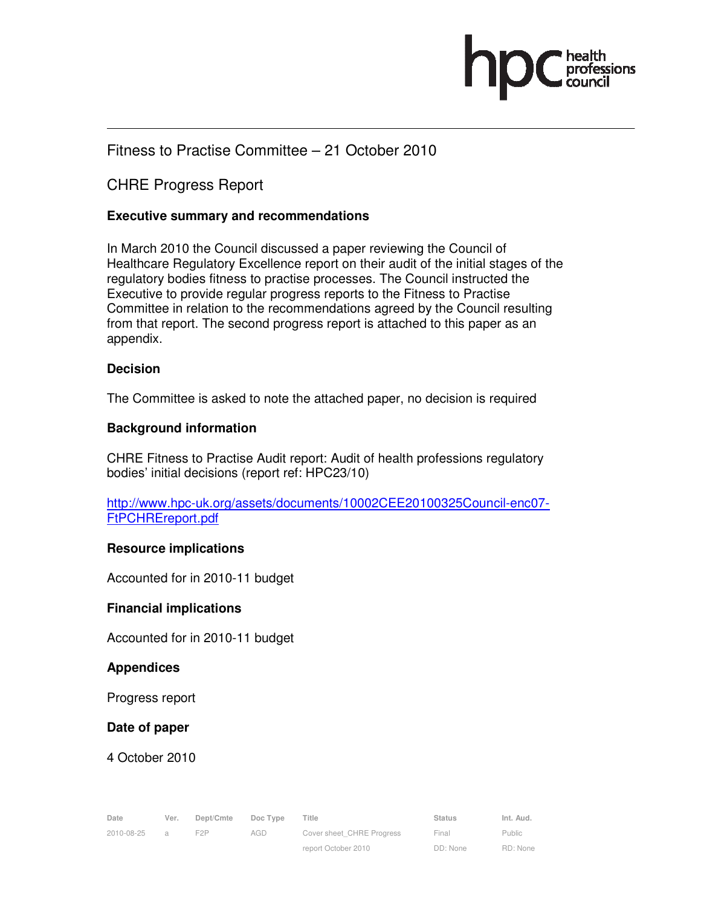# Fitness to Practise Committee – 21 October 2010

## CHRE Progress Report

### Executive summary and recommendations

In March 2010 the Council discussed a paper reviewing the Council of Healthcare Regulatory Excellence report on their audit of the initial stages of the regulatory bodies fitness to practise processes. The Council instructed the Executive to provide regular progress reports to the Fitness to Practise Committee in relation to the recommendations agreed by the Council resulting from that report. The second progress report is attached to this paper as an appendix.

### Decision

The Committee is asked to note the attached paper, no decision is required

### Background information

CHRE Fitness to Practise Audit report: Audit of health professions regulatory bodies' initial decisions (report ref: HPC23/10)

http://www.hpc-uk.org/assets/documents/10002CEE20100325Council-enc07-FtPCHREreport.pdf

### Resource implications

Accounted for in 2010-11 budget

### Financial implications

Accounted for in 2010-11 budget

### Appendices

Progress report

### Date of paper

4 October 2010

| Date | Ver. | Dept/Cmte | Doc Type | Title | Status | Int. Aud. |
|---|---|---|---|---|---|---|
| 2010-08-25 | a | F2P | AGD | Cover sheet_CHRE Progress report October 2010 | Final DD: None | Public RD: None |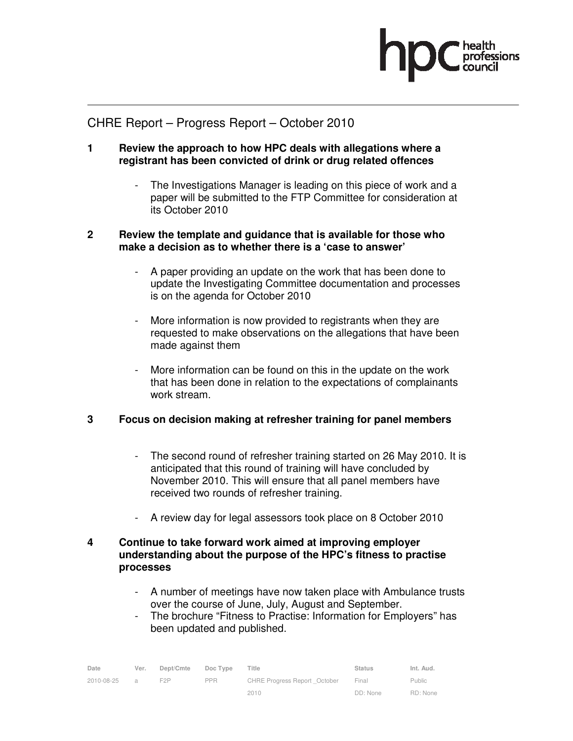# CHRE Report – Progress Report – October 2010

## 1 Review the approach to how HPC deals with allegations where a registrant has been convicted of drink or drug related offences

- The Investigations Manager is leading on this piece of work and a paper will be submitted to the FTP Committee for consideration at its October 2010

## 2 Review the template and guidance that is available for those who make a decision as to whether there is a 'case to answer'

- A paper providing an update on the work that has been done to update the Investigating Committee documentation and processes is on the agenda for October 2010
- More information is now provided to registrants when they are requested to make observations on the allegations that have been made against them
- More information can be found on this in the update on the work that has been done in relation to the expectations of complainants work stream.

## 3 Focus on decision making at refresher training for panel members

- The second round of refresher training started on 26 May 2010. It is anticipated that this round of training will have concluded by November 2010. This will ensure that all panel members have received two rounds of refresher training.
- A review day for legal assessors took place on 8 October 2010

## 4 Continue to take forward work aimed at improving employer understanding about the purpose of the HPC's fitness to practise processes

- A number of meetings have now taken place with Ambulance trusts over the course of June, July, August and September.
- The brochure "Fitness to Practise: Information for Employers" has been updated and published.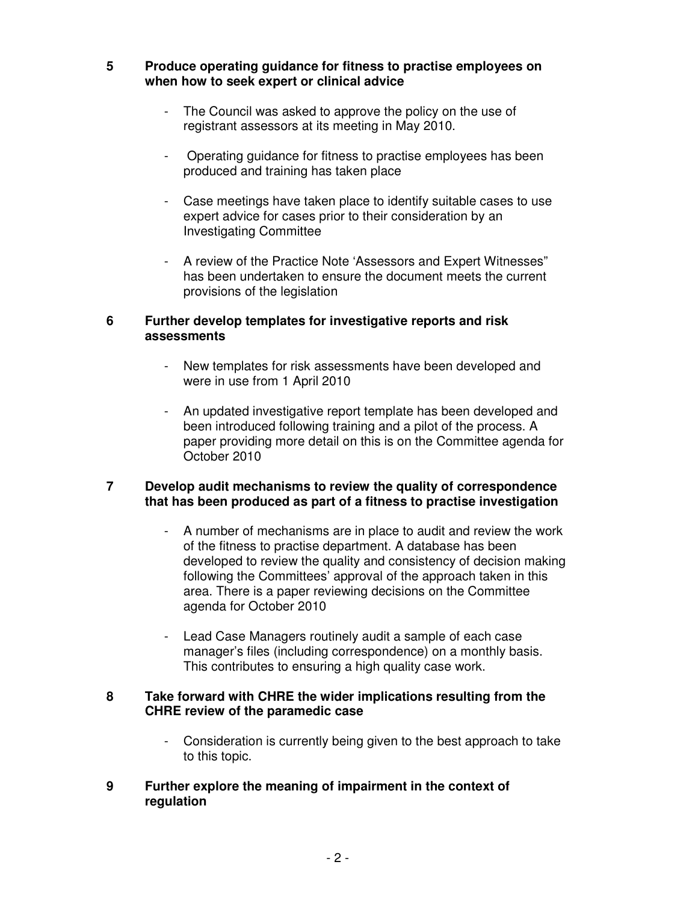**5 Produce operating guidance for fitness to practise employees on when how to seek expert or clinical advice**

- The Council was asked to approve the policy on the use of registrant assessors at its meeting in May 2010.

- Operating guidance for fitness to practise employees has been produced and training has taken place

- Case meetings have taken place to identify suitable cases to use expert advice for cases prior to their consideration by an Investigating Committee

- A review of the Practice Note 'Assessors and Expert Witnesses" has been undertaken to ensure the document meets the current provisions of the legislation

**6 Further develop templates for investigative reports and risk assessments**

- New templates for risk assessments have been developed and were in use from 1 April 2010

- An updated investigative report template has been developed and been introduced following training and a pilot of the process. A paper providing more detail on this is on the Committee agenda for October 2010

**7 Develop audit mechanisms to review the quality of correspondence that has been produced as part of a fitness to practise investigation**

- A number of mechanisms are in place to audit and review the work of the fitness to practise department. A database has been developed to review the quality and consistency of decision making following the Committees' approval of the approach taken in this area. There is a paper reviewing decisions on the Committee agenda for October 2010

- Lead Case Managers routinely audit a sample of each case manager's files (including correspondence) on a monthly basis. This contributes to ensuring a high quality case work.

**8 Take forward with CHRE the wider implications resulting from the CHRE review of the paramedic case**

- Consideration is currently being given to the best approach to take to this topic.

**9 Further explore the meaning of impairment in the context of regulation**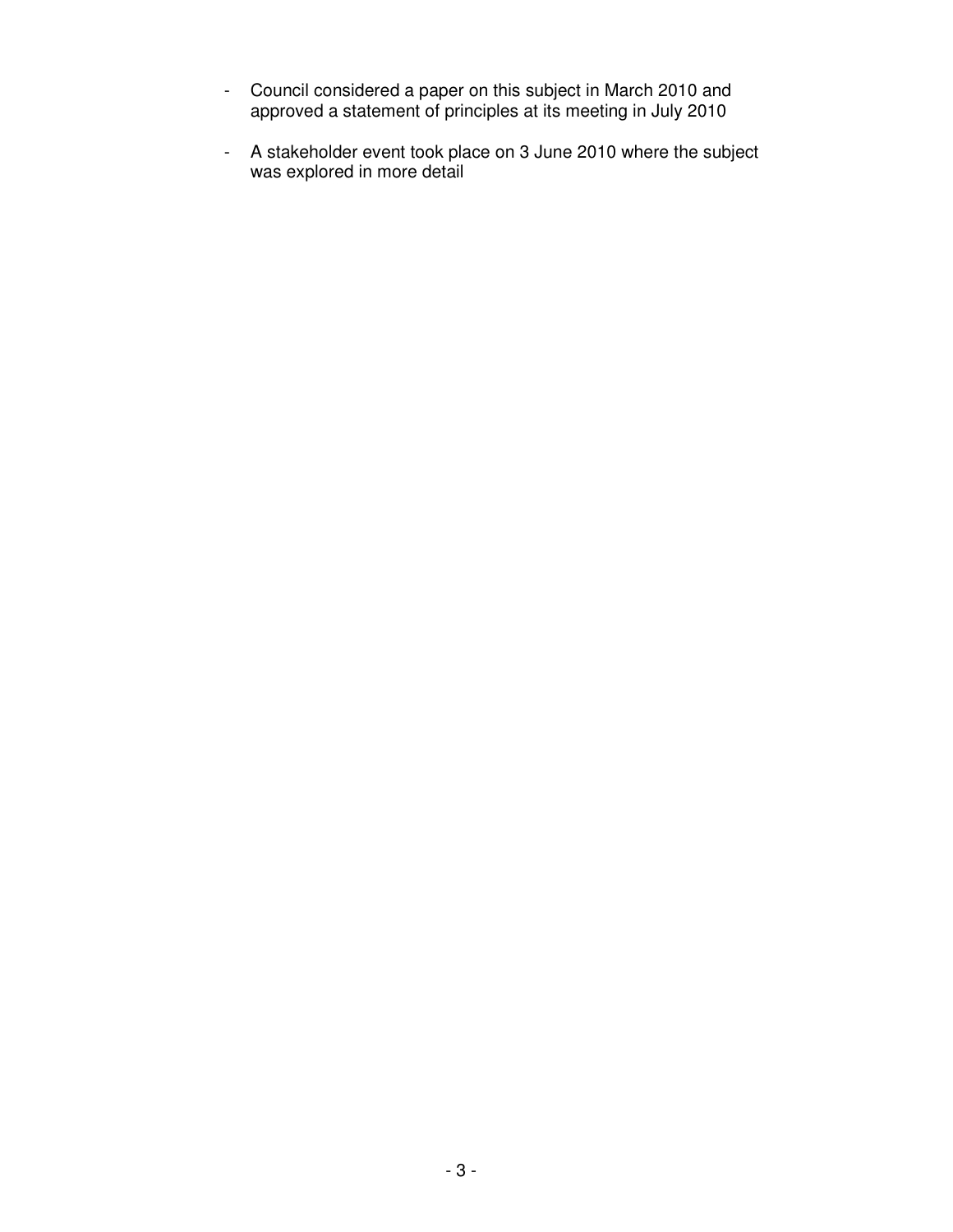- Council considered a paper on this subject in March 2010 and approved a statement of principles at its meeting in July 2010

- A stakeholder event took place on 3 June 2010 where the subject was explored in more detail